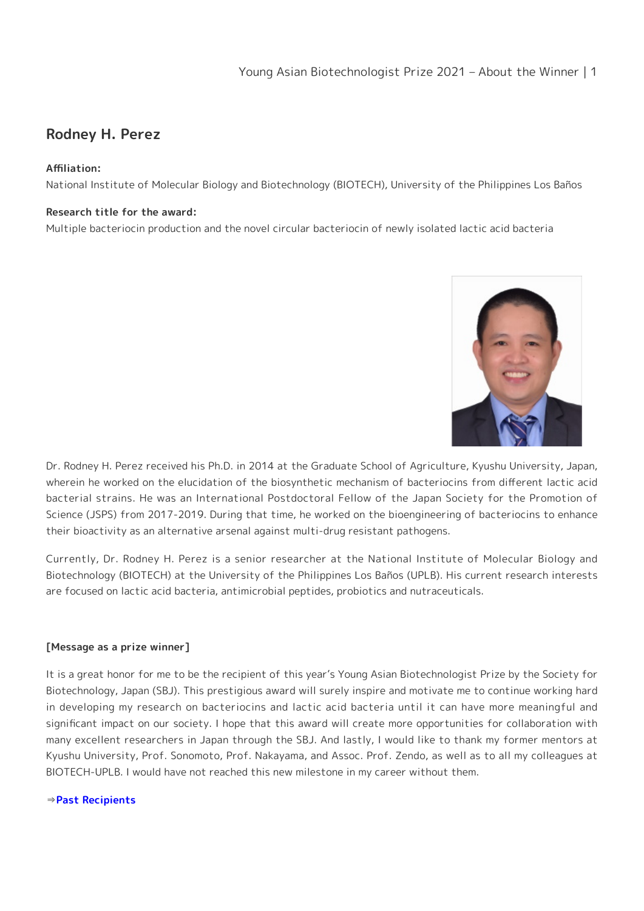# Rodney H. Perez

**Affiliation:**
National Institute of Molecular Biology and Biotechnology (BIOTECH), University of the Philippines Los Baños

**Research title for the award:**
Multiple bacteriocin production and the novel circular bacteriocin of newly isolated lactic acid bacteria

Dr. Rodney H. Perez received his Ph.D. in 2014 at the Graduate School of Agriculture, Kyushu University, Japan, wherein he worked on the elucidation of the biosynthetic mechanism of bacteriocins from different lactic acid bacterial strains. He was an International Postdoctoral Fellow of the Japan Society for the Promotion of Science (JSPS) from 2017-2019. During that time, he worked on the bioengineering of bacteriocins to enhance their bioactivity as an alternative arsenal against multi-drug resistant pathogens.

Currently, Dr. Rodney H. Perez is a senior researcher at the National Institute of Molecular Biology and Biotechnology (BIOTECH) at the University of the Philippines Los Baños (UPLB). His current research interests are focused on lactic acid bacteria, antimicrobial peptides, probiotics and nutraceuticals.

**[Message as a prize winner]**

It is a great honor for me to be the recipient of this year's Young Asian Biotechnologist Prize by the Society for Biotechnology, Japan (SBJ). This prestigious award will surely inspire and motivate me to continue working hard in developing my research on bacteriocins and lactic acid bacteria until it can have more meaningful and significant impact on our society. I hope that this award will create more opportunities for collaboration with many excellent researchers in Japan through the SBJ. And lastly, I would like to thank my former mentors at Kyushu University, Prof. Sonomoto, Prof. Nakayama, and Assoc. Prof. Zendo, as well as to all my colleagues at BIOTECH-UPLB. I would have not reached this new milestone in my career without them.

⇒**Past Recipients**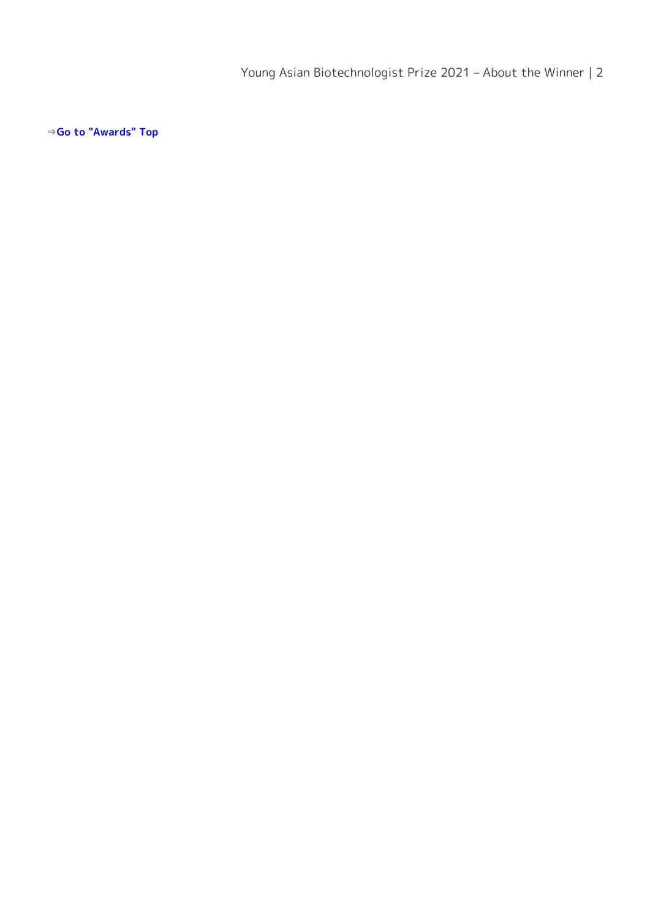⇒**Go to "Awards" Top**